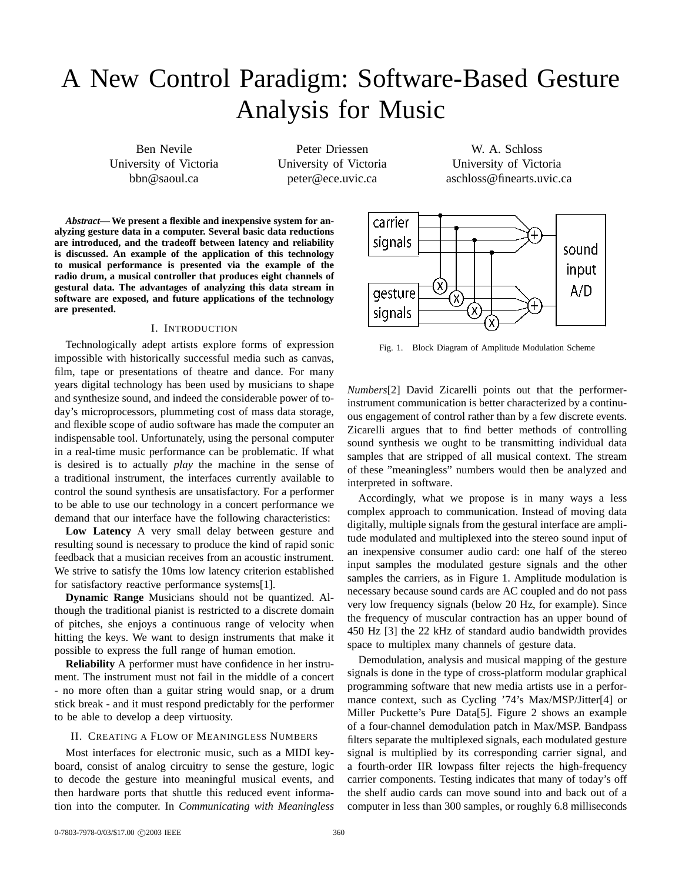# A New Control Paradigm: Software-Based Gesture Analysis for Music

Ben Nevile
University of Victoria
bbn@saoul.ca

Peter Driessen
University of Victoria
peter@ece.uvic.ca

W. A. Schloss
University of Victoria
aschloss@finearts.uvic.ca

***Abstract*— We present a flexible and inexpensive system for analyzing gesture data in a computer. Several basic data reductions are introduced, and the tradeoff between latency and reliability is discussed. An example of the application of this technology to musical performance is presented via the example of the radio drum, a musical controller that produces eight channels of gestural data. The advantages of analyzing this data stream in software are exposed, and future applications of the technology are presented.**

## I. Introduction

Technologically adept artists explore forms of expression impossible with historically successful media such as canvas, film, tape or presentations of theatre and dance. For many years digital technology has been used by musicians to shape and synthesize sound, and indeed the considerable power of today's microprocessors, plummeting cost of mass data storage, and flexible scope of audio software has made the computer an indispensable tool. Unfortunately, using the personal computer in a real-time music performance can be problematic. If what is desired is to actually *play* the machine in the sense of a traditional instrument, the interfaces currently available to control the sound synthesis are unsatisfactory. For a performer to be able to use our technology in a concert performance we demand that our interface have the following characteristics:

**Low Latency** A very small delay between gesture and resulting sound is necessary to produce the kind of rapid sonic feedback that a musician receives from an acoustic instrument. We strive to satisfy the 10ms low latency criterion established for satisfactory reactive performance systems[1].

**Dynamic Range** Musicians should not be quantized. Although the traditional pianist is restricted to a discrete domain of pitches, she enjoys a continuous range of velocity when hitting the keys. We want to design instruments that make it possible to express the full range of human emotion.

**Reliability** A performer must have confidence in her instrument. The instrument must not fail in the middle of a concert - no more often than a guitar string would snap, or a drum stick break - and it must respond predictably for the performer to be able to develop a deep virtuosity.

## II. Creating a Flow of Meaningless Numbers

Most interfaces for electronic music, such as a MIDI keyboard, consist of analog circuitry to sense the gesture, logic to decode the gesture into meaningful musical events, and then hardware ports that shuttle this reduced event information into the computer. In *Communicating with Meaningless Numbers*[2] David Zicarelli points out that the performer-instrument communication is better characterized by a continuous engagement of control rather than by a few discrete events. Zicarelli argues that to find better methods of controlling sound synthesis we ought to be transmitting individual data samples that are stripped of all musical context. The stream of these "meaningless" numbers would then be analyzed and interpreted in software.

Fig. 1. Block Diagram of Amplitude Modulation Scheme

Accordingly, what we propose is in many ways a less complex approach to communication. Instead of moving data digitally, multiple signals from the gestural interface are amplitude modulated and multiplexed into the stereo sound input of an inexpensive consumer audio card: one half of the stereo input samples the modulated gesture signals and the other samples the carriers, as in Figure 1. Amplitude modulation is necessary because sound cards are AC coupled and do not pass very low frequency signals (below 20 Hz, for example). Since the frequency of muscular contraction has an upper bound of 450 Hz [3] the 22 kHz of standard audio bandwidth provides space to multiplex many channels of gesture data.

Demodulation, analysis and musical mapping of the gesture signals is done in the type of cross-platform modular graphical programming software that new media artists use in a performance context, such as Cycling '74's Max/MSP/Jitter[4] or Miller Puckette's Pure Data[5]. Figure 2 shows an example of a four-channel demodulation patch in Max/MSP. Bandpass filters separate the multiplexed signals, each modulated gesture signal is multiplied by its corresponding carrier signal, and a fourth-order IIR lowpass filter rejects the high-frequency carrier components. Testing indicates that many of today's off the shelf audio cards can move sound into and back out of a computer in less than 300 samples, or roughly 6.8 milliseconds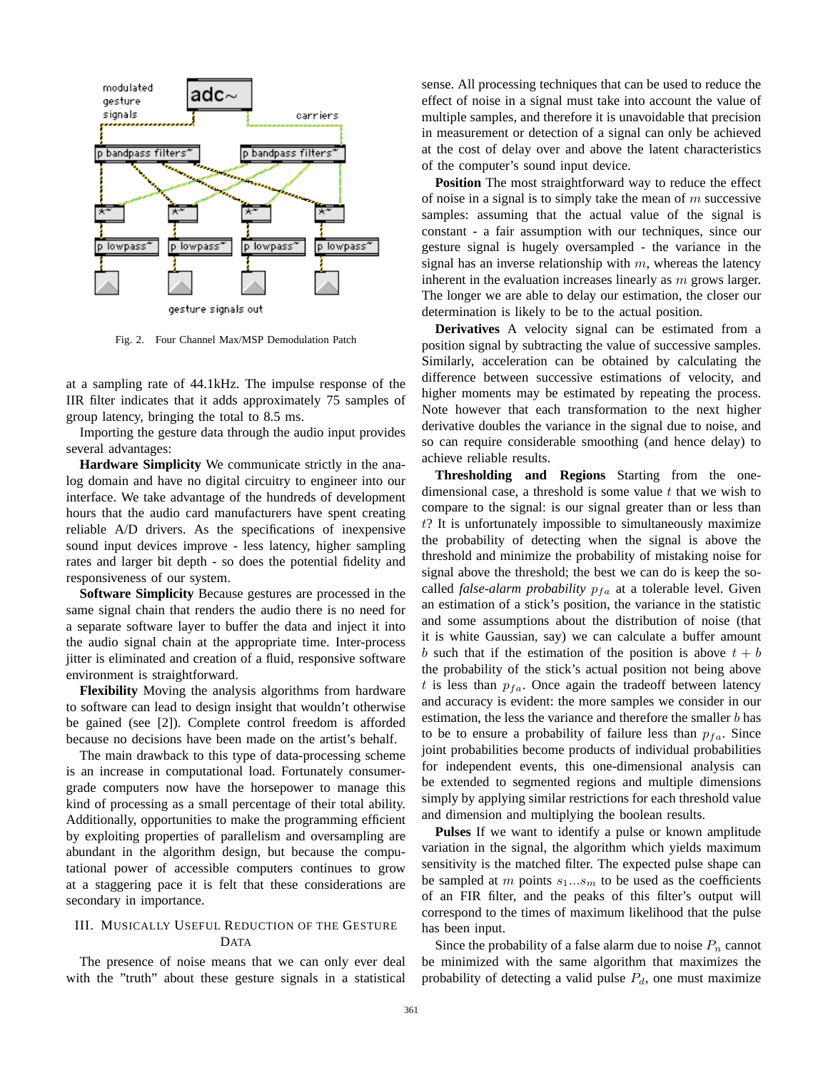Fig. 2. Four Channel Max/MSP Demodulation Patch

at a sampling rate of 44.1kHz. The impulse response of the IIR filter indicates that it adds approximately 75 samples of group latency, bringing the total to 8.5 ms.

Importing the gesture data through the audio input provides several advantages:

**Hardware Simplicity** We communicate strictly in the analog domain and have no digital circuitry to engineer into our interface. We take advantage of the hundreds of development hours that the audio card manufacturers have spent creating reliable A/D drivers. As the specifications of inexpensive sound input devices improve - less latency, higher sampling rates and larger bit depth - so does the potential fidelity and responsiveness of our system.

**Software Simplicity** Because gestures are processed in the same signal chain that renders the audio there is no need for a separate software layer to buffer the data and inject it into the audio signal chain at the appropriate time. Inter-process jitter is eliminated and creation of a fluid, responsive software environment is straightforward.

**Flexibility** Moving the analysis algorithms from hardware to software can lead to design insight that wouldn't otherwise be gained (see [2]). Complete control freedom is afforded because no decisions have been made on the artist's behalf.

The main drawback to this type of data-processing scheme is an increase in computational load. Fortunately consumer-grade computers now have the horsepower to manage this kind of processing as a small percentage of their total ability. Additionally, opportunities to make the programming efficient by exploiting properties of parallelism and oversampling are abundant in the algorithm design, but because the computational power of accessible computers continues to grow at a staggering pace it is felt that these considerations are secondary in importance.

## III. Musically Useful Reduction of the Gesture Data

The presence of noise means that we can only ever deal with the "truth" about these gesture signals in a statistical sense. All processing techniques that can be used to reduce the effect of noise in a signal must take into account the value of multiple samples, and therefore it is unavoidable that precision in measurement or detection of a signal can only be achieved at the cost of delay over and above the latent characteristics of the computer's sound input device.

**Position** The most straightforward way to reduce the effect of noise in a signal is to simply take the mean of $m$ successive samples: assuming that the actual value of the signal is constant - a fair assumption with our techniques, since our gesture signal is hugely oversampled - the variance in the signal has an inverse relationship with $m$, whereas the latency inherent in the evaluation increases linearly as $m$ grows larger. The longer we are able to delay our estimation, the closer our determination is likely to be to the actual position.

**Derivatives** A velocity signal can be estimated from a position signal by subtracting the value of successive samples. Similarly, acceleration can be obtained by calculating the difference between successive estimations of velocity, and higher moments may be estimated by repeating the process. Note however that each transformation to the next higher derivative doubles the variance in the signal due to noise, and so can require considerable smoothing (and hence delay) to achieve reliable results.

**Thresholding and Regions** Starting from the one-dimensional case, a threshold is some value $t$ that we wish to compare to the signal: is our signal greater than or less than $t$? It is unfortunately impossible to simultaneously maximize the probability of detecting when the signal is above the threshold and minimize the probability of mistaking noise for signal above the threshold; the best we can do is keep the so-called *false-alarm probability* $p_{fa}$ at a tolerable level. Given an estimation of a stick's position, the variance in the statistic and some assumptions about the distribution of noise (that it is white Gaussian, say) we can calculate a buffer amount $b$ such that if the estimation of the position is above $t + b$ the probability of the stick's actual position not being above $t$ is less than $p_{fa}$. Once again the tradeoff between latency and accuracy is evident: the more samples we consider in our estimation, the less the variance and therefore the smaller $b$ has to be to ensure a probability of failure less than $p_{fa}$. Since joint probabilities become products of individual probabilities for independent events, this one-dimensional analysis can be extended to segmented regions and multiple dimensions simply by applying similar restrictions for each threshold value and dimension and multiplying the boolean results.

**Pulses** If we want to identify a pulse or known amplitude variation in the signal, the algorithm which yields maximum sensitivity is the matched filter. The expected pulse shape can be sampled at $m$ points $s_1...s_m$ to be used as the coefficients of an FIR filter, and the peaks of this filter's output will correspond to the times of maximum likelihood that the pulse has been input.

Since the probability of a false alarm due to noise $P_n$ cannot be minimized with the same algorithm that maximizes the probability of detecting a valid pulse $P_d$, one must maximize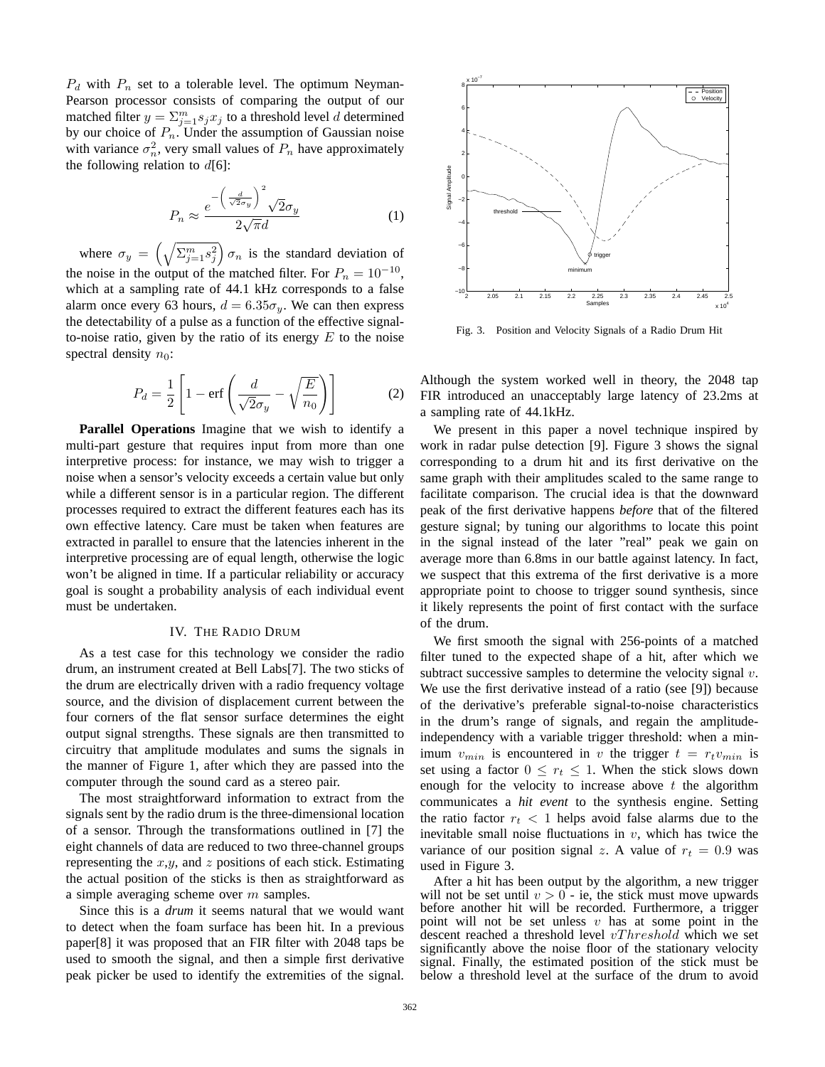$P_d$ with $P_n$ set to a tolerable level. The optimum Neyman-Pearson processor consists of comparing the output of our matched filter $y = \Sigma_{j=1}^{m} s_j x_j$ to a threshold level $d$ determined by our choice of $P_n$. Under the assumption of Gaussian noise with variance $\sigma_n^2$, very small values of $P_n$ have approximately the following relation to $d$[6]:

$$P_n \approx \frac{e^{-\left(\frac{d}{\sqrt{2}\sigma_y}\right)^2} \sqrt{2}\sigma_y}{2\sqrt{\pi}d} \tag{1}$$

where $\sigma_y = \left(\sqrt{\Sigma_{j=1}^{m} s_j^2}\right) \sigma_n$ is the standard deviation of the noise in the output of the matched filter. For $P_n = 10^{-10}$, which at a sampling rate of 44.1 kHz corresponds to a false alarm once every 63 hours, $d = 6.35\sigma_y$. We can then express the detectability of a pulse as a function of the effective signal-to-noise ratio, given by the ratio of its energy $E$ to the noise spectral density $n_0$:

$$P_d = \frac{1}{2}\left[1 - \text{erf}\left(\frac{d}{\sqrt{2}\sigma_y} - \sqrt{\frac{E}{n_0}}\right)\right] \tag{2}$$

**Parallel Operations** Imagine that we wish to identify a multi-part gesture that requires input from more than one interpretive process: for instance, we may wish to trigger a noise when a sensor's velocity exceeds a certain value but only while a different sensor is in a particular region. The different processes required to extract the different features each has its own effective latency. Care must be taken when features are extracted in parallel to ensure that the latencies inherent in the interpretive processing are of equal length, otherwise the logic won't be aligned in time. If a particular reliability or accuracy goal is sought a probability analysis of each individual event must be undertaken.

## IV. The Radio Drum

As a test case for this technology we consider the radio drum, an instrument created at Bell Labs[7]. The two sticks of the drum are electrically driven with a radio frequency voltage source, and the division of displacement current between the four corners of the flat sensor surface determines the eight output signal strengths. These signals are then transmitted to circuitry that amplitude modulates and sums the signals in the manner of Figure 1, after which they are passed into the computer through the sound card as a stereo pair.

The most straightforward information to extract from the signals sent by the radio drum is the three-dimensional location of a sensor. Through the transformations outlined in [7] the eight channels of data are reduced to two three-channel groups representing the $x$,$y$, and $z$ positions of each stick. Estimating the actual position of the sticks is then as straightforward as a simple averaging scheme over $m$ samples.

Since this is a *drum* it seems natural that we would want to detect when the foam surface has been hit. In a previous paper[8] it was proposed that an FIR filter with 2048 taps be used to smooth the signal, and then a simple first derivative peak picker be used to identify the extremities of the signal.

Fig. 3. Position and Velocity Signals of a Radio Drum Hit

Although the system worked well in theory, the 2048 tap FIR introduced an unacceptably large latency of 23.2ms at a sampling rate of 44.1kHz.

We present in this paper a novel technique inspired by work in radar pulse detection [9]. Figure 3 shows the signal corresponding to a drum hit and its first derivative on the same graph with their amplitudes scaled to the same range to facilitate comparison. The crucial idea is that the downward peak of the first derivative happens *before* that of the filtered gesture signal; by tuning our algorithms to locate this point in the signal instead of the later "real" peak we gain on average more than 6.8ms in our battle against latency. In fact, we suspect that this extrema of the first derivative is a more appropriate point to choose to trigger sound synthesis, since it likely represents the point of first contact with the surface of the drum.

We first smooth the signal with 256-points of a matched filter tuned to the expected shape of a hit, after which we subtract successive samples to determine the velocity signal $v$. We use the first derivative instead of a ratio (see [9]) because of the derivative's preferable signal-to-noise characteristics in the drum's range of signals, and regain the amplitude-independency with a variable trigger threshold: when a minimum $v_{min}$ is encountered in $v$ the trigger $t = r_t v_{min}$ is set using a factor $0 \leq r_t \leq 1$. When the stick slows down enough for the velocity to increase above $t$ the algorithm communicates a *hit event* to the synthesis engine. Setting the ratio factor $r_t < 1$ helps avoid false alarms due to the inevitable small noise fluctuations in $v$, which has twice the variance of our position signal $z$. A value of $r_t = 0.9$ was used in Figure 3.

After a hit has been output by the algorithm, a new trigger will not be set until $v > 0$ - ie, the stick must move upwards before another hit will be recorded. Furthermore, a trigger point will not be set unless $v$ has at some point in the descent reached a threshold level $vThreshold$ which we set significantly above the noise floor of the stationary velocity signal. Finally, the estimated position of the stick must be below a threshold level at the surface of the drum to avoid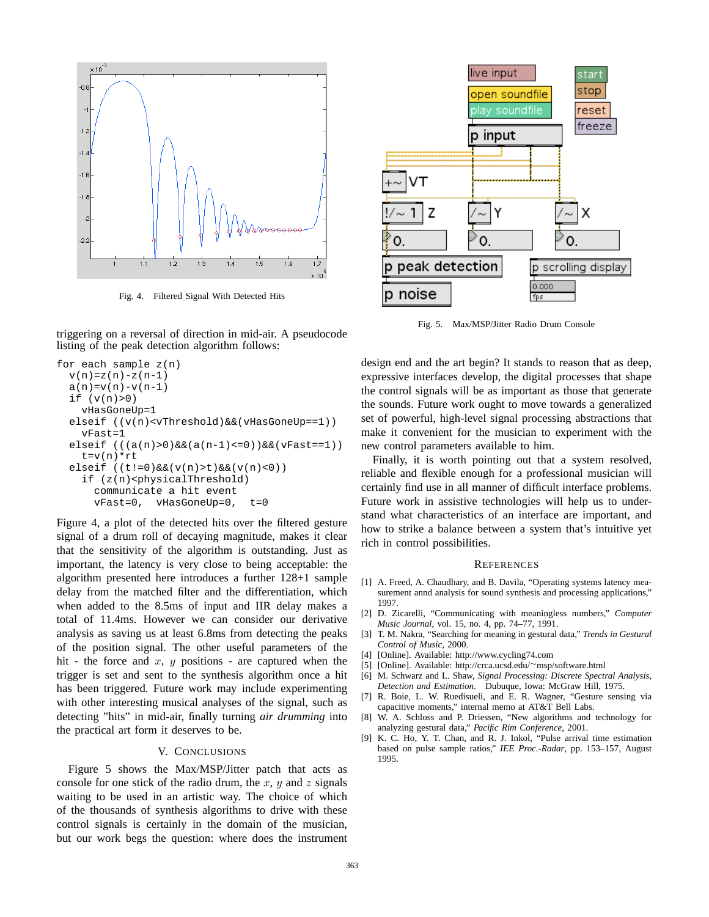x 10^-3

-0.8

-1

-1.2

-1.4

-1.6

-1.8

-2

-2.2

1 1.1 1.2 1.3 1.4 1.5 1.6 1.7

x 10^5

Fig. 4. Filtered Signal With Detected Hits

live input

open soundfile

play soundfile

start

stop

reset

freeze

p input

+~ VT

!/~ 1 Z

/~ Y

/~ X

0.

0.

0.

p peak detection

p scrolling display

0.000

fps

p noise

Fig. 5. Max/MSP/Jitter Radio Drum Console

triggering on a reversal of direction in mid-air. A pseudocode listing of the peak detection algorithm follows:

```
for each sample z(n)
  v(n)=z(n)-z(n-1)
  a(n)=v(n)-v(n-1)
  if (v(n)>0)
    vHasGoneUp=1
  elseif ((v(n)<vThreshold)&&(vHasGoneUp==1))
    vFast=1
  elseif (((a(n)>0)&&(a(n-1)<=0))&&(vFast==1))
    t=v(n)*rt
  elseif ((t!=0)&&(v(n)>t)&&(v(n)<0))
    if (z(n)<physicalThreshold)
      communicate a hit event
      vFast=0,  vHasGoneUp=0,  t=0
```

Figure 4, a plot of the detected hits over the filtered gesture signal of a drum roll of decaying magnitude, makes it clear that the sensitivity of the algorithm is outstanding. Just as important, the latency is very close to being acceptable: the algorithm presented here introduces a further 128+1 sample delay from the matched filter and the differentiation, which when added to the 8.5ms of input and IIR delay makes a total of 11.4ms. However we can consider our derivative analysis as saving us at least 6.8ms from detecting the peaks of the position signal. The other useful parameters of the hit - the force and $x$, $y$ positions - are captured when the trigger is set and sent to the synthesis algorithm once a hit has been triggered. Future work may include experimenting with other interesting musical analyses of the signal, such as detecting "hits" in mid-air, finally turning *air drumming* into the practical art form it deserves to be.

## V. Conclusions

Figure 5 shows the Max/MSP/Jitter patch that acts as console for one stick of the radio drum, the $x$, $y$ and $z$ signals waiting to be used in an artistic way. The choice of which of the thousands of synthesis algorithms to drive with these control signals is certainly in the domain of the musician, but our work begs the question: where does the instrument design end and the art begin? It stands to reason that as deep, expressive interfaces develop, the digital processes that shape the control signals will be as important as those that generate the sounds. Future work ought to move towards a generalized set of powerful, high-level signal processing abstractions that make it convenient for the musician to experiment with the new control parameters available to him.

Finally, it is worth pointing out that a system resolved, reliable and flexible enough for a professional musician will certainly find use in all manner of difficult interface problems. Future work in assistive technologies will help us to understand what characteristics of an interface are important, and how to strike a balance between a system that's intuitive yet rich in control possibilities.

## References

[1] A. Freed, A. Chaudhary, and B. Davila, "Operating systems latency measurement annd analysis for sound synthesis and processing applications," 1997.

[2] D. Zicarelli, "Communicating with meaningless numbers," *Computer Music Journal*, vol. 15, no. 4, pp. 74–77, 1991.

[3] T. M. Nakra, "Searching for meaning in gestural data," *Trends in Gestural Control of Music*, 2000.

[4] [Online]. Available: http://www.cycling74.com

[5] [Online]. Available: http://crca.ucsd.edu/~msp/software.html

[6] M. Schwarz and L. Shaw, *Signal Processing: Discrete Spectral Analysis, Detection and Estimation.* Dubuque, Iowa: McGraw Hill, 1975.

[7] R. Boie, L. W. Ruedisueli, and E. R. Wagner, "Gesture sensing via capacitive moments," internal memo at AT&T Bell Labs.

[8] W. A. Schloss and P. Driessen, "New algorithms and technology for analyzing gestural data," *Pacific Rim Conference*, 2001.

[9] K. C. Ho, Y. T. Chan, and R. J. Inkol, "Pulse arrival time estimation based on pulse sample ratios," *IEE Proc.-Radar*, pp. 153–157, August 1995.